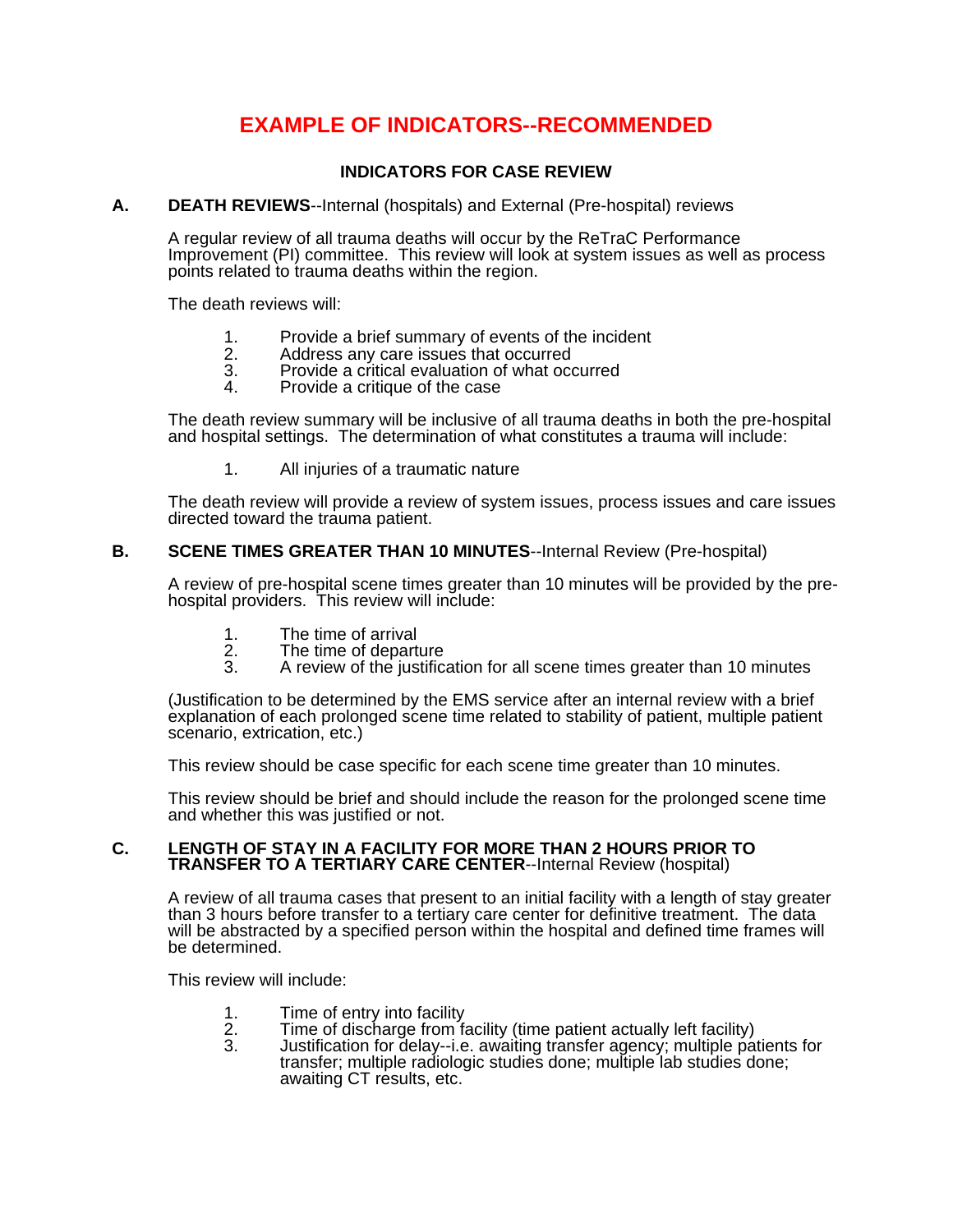# EXAMPLE OF INDICATORS--RECOMMENDED

## INDICATORS FOR CASE REVIEW

**A. DEATH REVIEWS**--Internal (hospitals) and External (Pre-hospital) reviews

A regular review of all trauma deaths will occur by the ReTraC Performance Improvement (PI) committee. This review will look at system issues as well as process points related to trauma deaths within the region.

The death reviews will:

1. Provide a brief summary of events of the incident
2. Address any care issues that occurred
3. Provide a critical evaluation of what occurred
4. Provide a critique of the case

The death review summary will be inclusive of all trauma deaths in both the pre-hospital and hospital settings. The determination of what constitutes a trauma will include:

1. All injuries of a traumatic nature

The death review will provide a review of system issues, process issues and care issues directed toward the trauma patient.

**B. SCENE TIMES GREATER THAN 10 MINUTES**--Internal Review (Pre-hospital)

A review of pre-hospital scene times greater than 10 minutes will be provided by the pre-hospital providers. This review will include:

1. The time of arrival
2. The time of departure
3. A review of the justification for all scene times greater than 10 minutes

(Justification to be determined by the EMS service after an internal review with a brief explanation of each prolonged scene time related to stability of patient, multiple patient scenario, extrication, etc.)

This review should be case specific for each scene time greater than 10 minutes.

This review should be brief and should include the reason for the prolonged scene time and whether this was justified or not.

**C. LENGTH OF STAY IN A FACILITY FOR MORE THAN 2 HOURS PRIOR TO TRANSFER TO A TERTIARY CARE CENTER**--Internal Review (hospital)

A review of all trauma cases that present to an initial facility with a length of stay greater than 3 hours before transfer to a tertiary care center for definitive treatment. The data will be abstracted by a specified person within the hospital and defined time frames will be determined.

This review will include:

1. Time of entry into facility
2. Time of discharge from facility (time patient actually left facility)
3. Justification for delay--i.e. awaiting transfer agency; multiple patients for transfer; multiple radiologic studies done; multiple lab studies done; awaiting CT results, etc.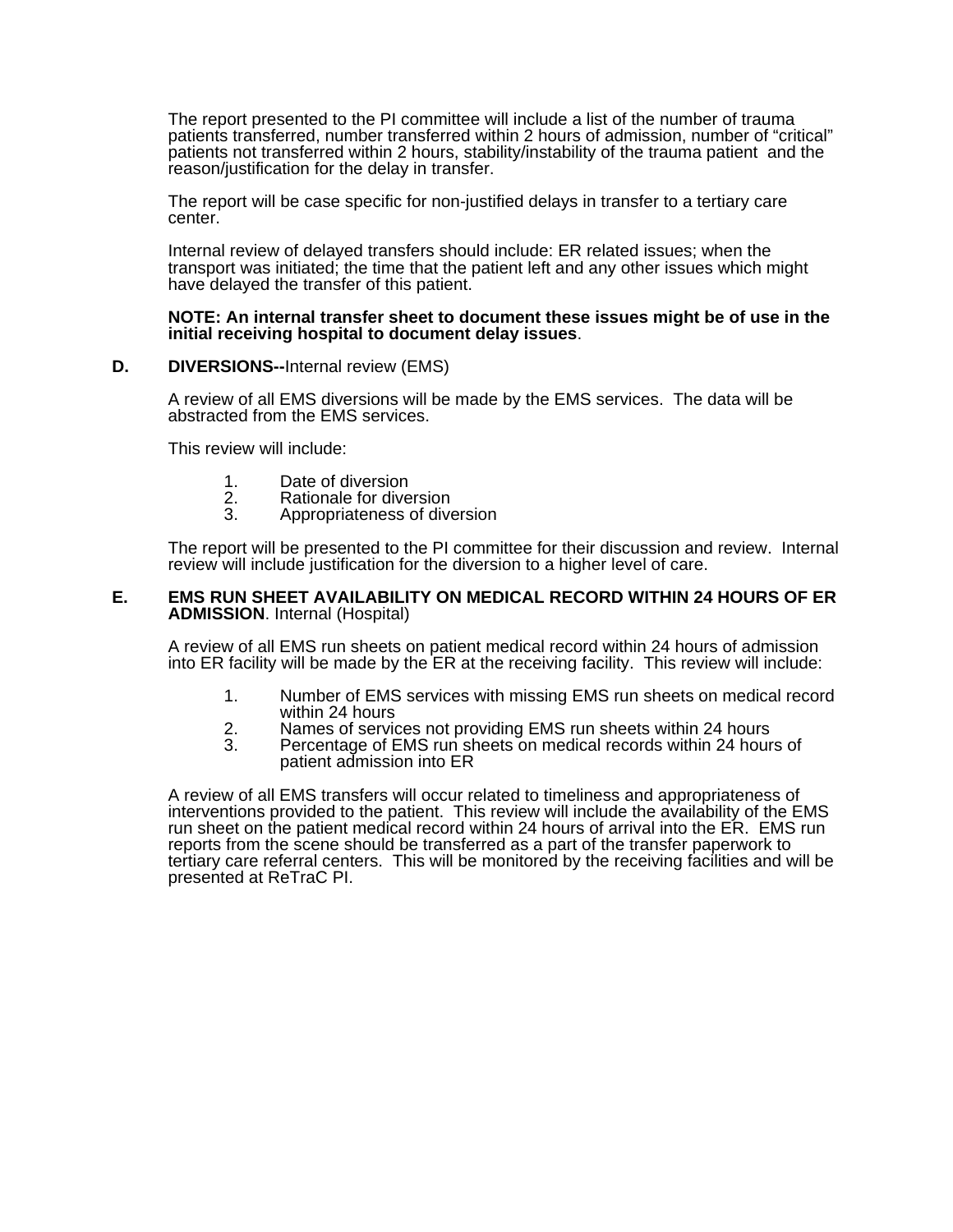The report presented to the PI committee will include a list of the number of trauma patients transferred, number transferred within 2 hours of admission, number of “critical” patients not transferred within 2 hours, stability/instability of the trauma patient and the reason/justification for the delay in transfer.

The report will be case specific for non-justified delays in transfer to a tertiary care center.

Internal review of delayed transfers should include: ER related issues; when the transport was initiated; the time that the patient left and any other issues which might have delayed the transfer of this patient.

**NOTE: An internal transfer sheet to document these issues might be of use in the initial receiving hospital to document delay issues**.

**D. DIVERSIONS--**Internal review (EMS)

A review of all EMS diversions will be made by the EMS services. The data will be abstracted from the EMS services.

This review will include:

1. Date of diversion
2. Rationale for diversion
3. Appropriateness of diversion

The report will be presented to the PI committee for their discussion and review. Internal review will include justification for the diversion to a higher level of care.

**E. EMS RUN SHEET AVAILABILITY ON MEDICAL RECORD WITHIN 24 HOURS OF ER ADMISSION**. Internal (Hospital)

A review of all EMS run sheets on patient medical record within 24 hours of admission into ER facility will be made by the ER at the receiving facility. This review will include:

1. Number of EMS services with missing EMS run sheets on medical record within 24 hours
2. Names of services not providing EMS run sheets within 24 hours
3. Percentage of EMS run sheets on medical records within 24 hours of patient admission into ER

A review of all EMS transfers will occur related to timeliness and appropriateness of interventions provided to the patient. This review will include the availability of the EMS run sheet on the patient medical record within 24 hours of arrival into the ER. EMS run reports from the scene should be transferred as a part of the transfer paperwork to tertiary care referral centers. This will be monitored by the receiving facilities and will be presented at ReTraC PI.